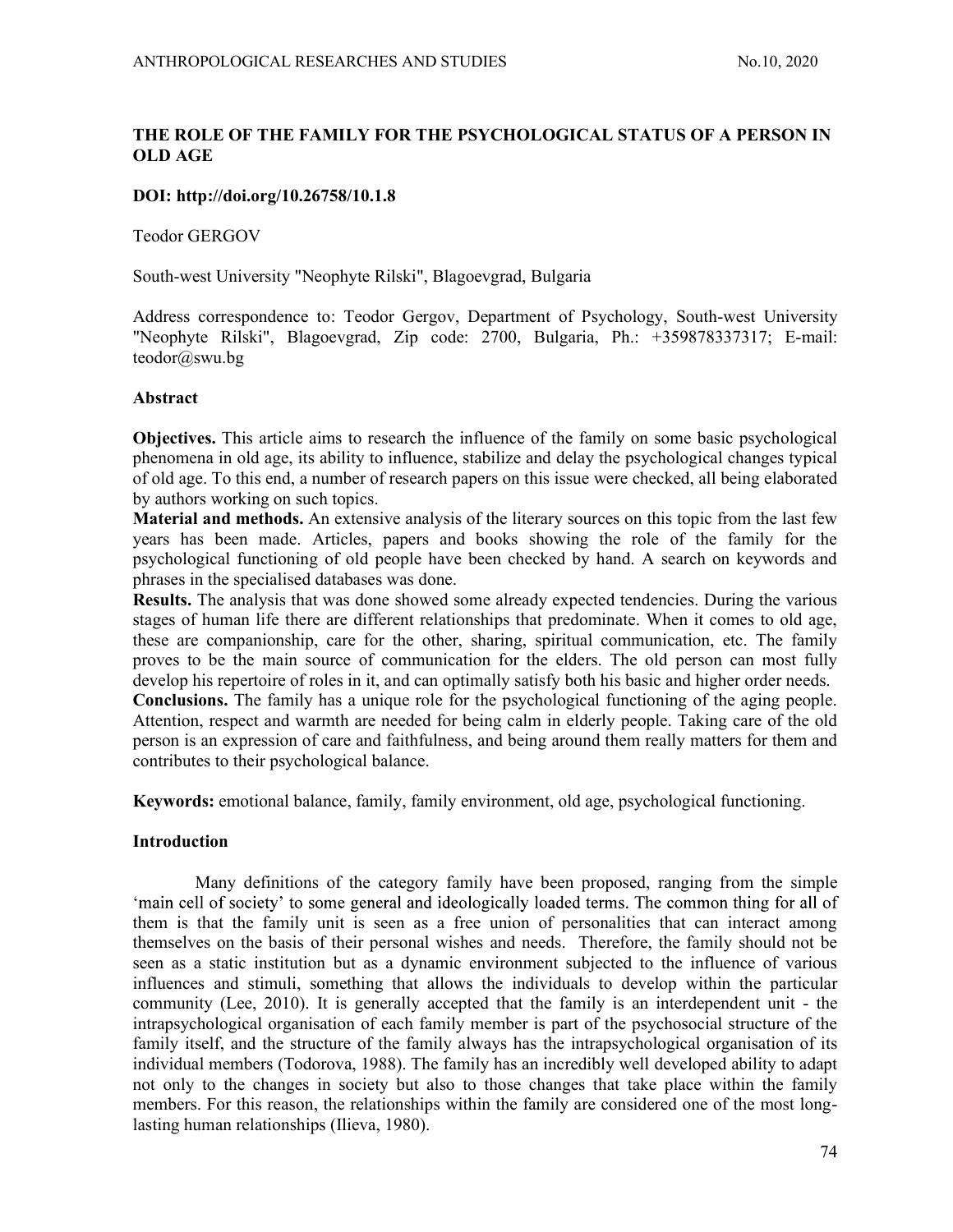# THE ROLE OF THE FAMILY FOR THE PSYCHOLOGICAL STATUS OF A PERSON IN OLD AGE

**DOI: http://doi.org/10.26758/10.1.8**

Teodor GERGOV

South-west University "Neophyte Rilski", Blagoevgrad, Bulgaria

Address correspondence to: Teodor Gergov, Department of Psychology, South-west University "Neophyte Rilski", Blagoevgrad, Zip code: 2700, Bulgaria, Ph.: +359878337317; E-mail: teodor@swu.bg

## Abstract

**Objectives.** This article aims to research the influence of the family on some basic psychological phenomena in old age, its ability to influence, stabilize and delay the psychological changes typical of old age. To this end, a number of research papers on this issue were checked, all being elaborated by authors working on such topics.

**Material and methods.** An extensive analysis of the literary sources on this topic from the last few years has been made. Articles, papers and books showing the role of the family for the psychological functioning of old people have been checked by hand. A search on keywords and phrases in the specialised databases was done.

**Results.** The analysis that was done showed some already expected tendencies. During the various stages of human life there are different relationships that predominate. When it comes to old age, these are companionship, care for the other, sharing, spiritual communication, etc. The family proves to be the main source of communication for the elders. The old person can most fully develop his repertoire of roles in it, and can optimally satisfy both his basic and higher order needs.

**Conclusions.** The family has a unique role for the psychological functioning of the aging people. Attention, respect and warmth are needed for being calm in elderly people. Taking care of the old person is an expression of care and faithfulness, and being around them really matters for them and contributes to their psychological balance.

**Keywords:** emotional balance, family, family environment, old age, psychological functioning.

## Introduction

Many definitions of the category family have been proposed, ranging from the simple 'main cell of society' to some general and ideologically loaded terms. The common thing for all of them is that the family unit is seen as a free union of personalities that can interact among themselves on the basis of their personal wishes and needs. Therefore, the family should not be seen as a static institution but as a dynamic environment subjected to the influence of various influences and stimuli, something that allows the individuals to develop within the particular community (Lee, 2010). It is generally accepted that the family is an interdependent unit - the intrapsychological organisation of each family member is part of the psychosocial structure of the family itself, and the structure of the family always has the intrapsychological organisation of its individual members (Todorova, 1988). The family has an incredibly well developed ability to adapt not only to the changes in society but also to those changes that take place within the family members. For this reason, the relationships within the family are considered one of the most long-lasting human relationships (Ilieva, 1980).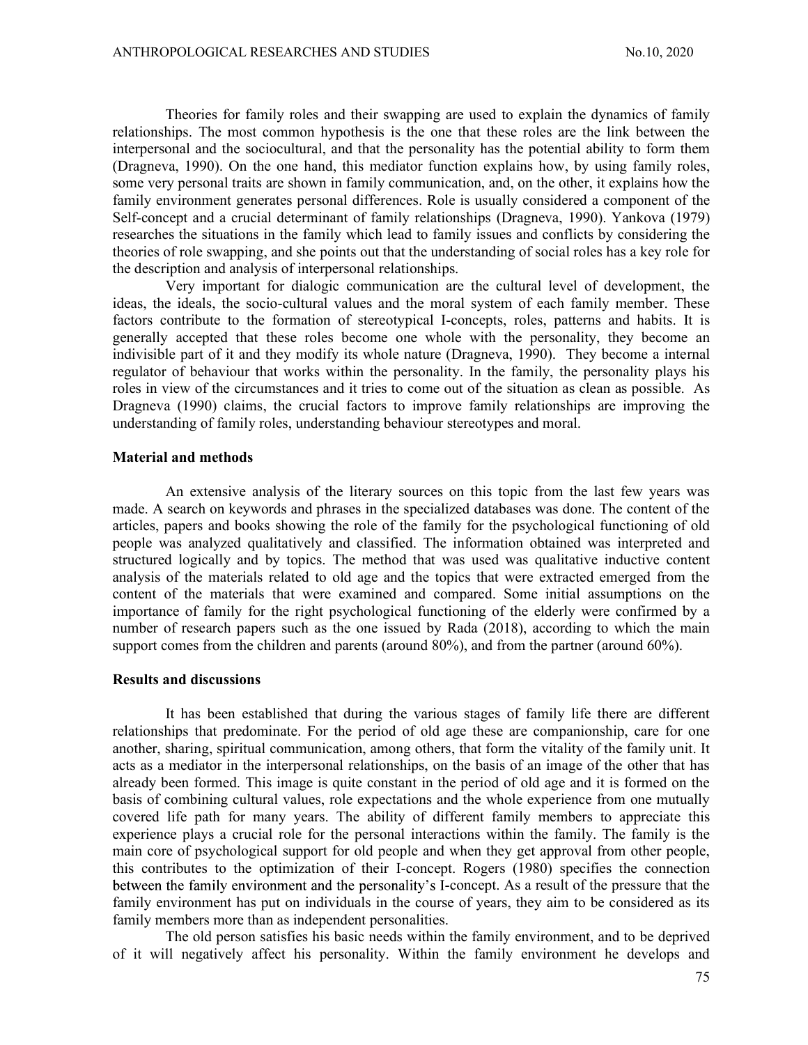Theories for family roles and their swapping are used to explain the dynamics of family relationships. The most common hypothesis is the one that these roles are the link between the interpersonal and the sociocultural, and that the personality has the potential ability to form them (Dragneva, 1990). On the one hand, this mediator function explains how, by using family roles, some very personal traits are shown in family communication, and, on the other, it explains how the family environment generates personal differences. Role is usually considered a component of the Self-concept and a crucial determinant of family relationships (Dragneva, 1990). Yankova (1979) researches the situations in the family which lead to family issues and conflicts by considering the theories of role swapping, and she points out that the understanding of social roles has a key role for the description and analysis of interpersonal relationships.

Very important for dialogic communication are the cultural level of development, the ideas, the ideals, the socio-cultural values and the moral system of each family member. These factors contribute to the formation of stereotypical I-concepts, roles, patterns and habits. It is generally accepted that these roles become one whole with the personality, they become an indivisible part of it and they modify its whole nature (Dragneva, 1990). They become a internal regulator of behaviour that works within the personality. In the family, the personality plays his roles in view of the circumstances and it tries to come out of the situation as clean as possible. As Dragneva (1990) claims, the crucial factors to improve family relationships are improving the understanding of family roles, understanding behaviour stereotypes and moral.

**Material and methods**

An extensive analysis of the literary sources on this topic from the last few years was made. A search on keywords and phrases in the specialized databases was done. The content of the articles, papers and books showing the role of the family for the psychological functioning of old people was analyzed qualitatively and classified. The information obtained was interpreted and structured logically and by topics. The method that was used was qualitative inductive content analysis of the materials related to old age and the topics that were extracted emerged from the content of the materials that were examined and compared. Some initial assumptions on the importance of family for the right psychological functioning of the elderly were confirmed by a number of research papers such as the one issued by Rada (2018), according to which the main support comes from the children and parents (around 80%), and from the partner (around 60%).

**Results and discussions**

It has been established that during the various stages of family life there are different relationships that predominate. For the period of old age these are companionship, care for one another, sharing, spiritual communication, among others, that form the vitality of the family unit. It acts as a mediator in the interpersonal relationships, on the basis of an image of the other that has already been formed. This image is quite constant in the period of old age and it is formed on the basis of combining cultural values, role expectations and the whole experience from one mutually covered life path for many years. The ability of different family members to appreciate this experience plays a crucial role for the personal interactions within the family. The family is the main core of psychological support for old people and when they get approval from other people, this contributes to the optimization of their I-concept. Rogers (1980) specifies the connection between the family environment and the personality's I-concept. As a result of the pressure that the family environment has put on individuals in the course of years, they aim to be considered as its family members more than as independent personalities.

The old person satisfies his basic needs within the family environment, and to be deprived of it will negatively affect his personality. Within the family environment he develops and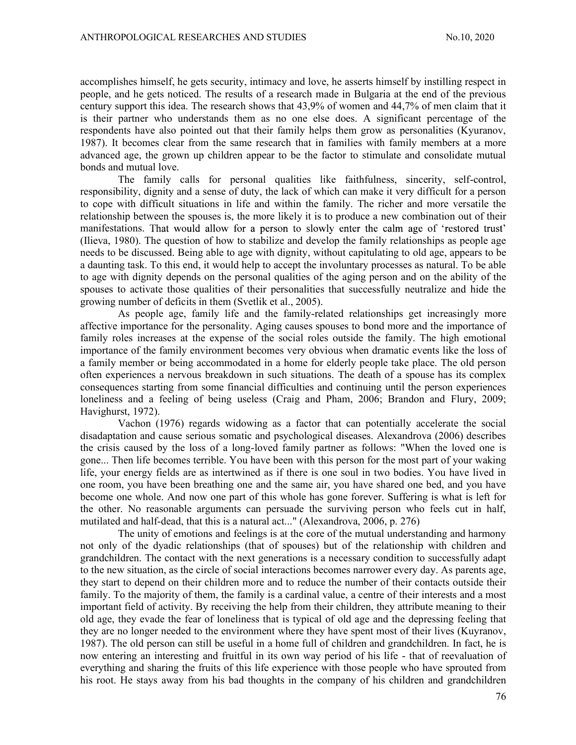accomplishes himself, he gets security, intimacy and love, he asserts himself by instilling respect in people, and he gets noticed. The results of a research made in Bulgaria at the end of the previous century support this idea. The research shows that 43,9% of women and 44,7% of men claim that it is their partner who understands them as no one else does. A significant percentage of the respondents have also pointed out that their family helps them grow as personalities (Kyuranov, 1987). It becomes clear from the same research that in families with family members at a more advanced age, the grown up children appear to be the factor to stimulate and consolidate mutual bonds and mutual love.

The family calls for personal qualities like faithfulness, sincerity, self-control, responsibility, dignity and a sense of duty, the lack of which can make it very difficult for a person to cope with difficult situations in life and within the family. The richer and more versatile the relationship between the spouses is, the more likely it is to produce a new combination out of their manifestations. That would allow for a person to slowly enter the calm age of 'restored trust' (Ilieva, 1980). The question of how to stabilize and develop the family relationships as people age needs to be discussed. Being able to age with dignity, without capitulating to old age, appears to be a daunting task. To this end, it would help to accept the involuntary processes as natural. To be able to age with dignity depends on the personal qualities of the aging person and on the ability of the spouses to activate those qualities of their personalities that successfully neutralize and hide the growing number of deficits in them (Svetlik et al., 2005).

As people age, family life and the family-related relationships get increasingly more affective importance for the personality. Aging causes spouses to bond more and the importance of family roles increases at the expense of the social roles outside the family. The high emotional importance of the family environment becomes very obvious when dramatic events like the loss of a family member or being accommodated in a home for elderly people take place. The old person often experiences a nervous breakdown in such situations. The death of a spouse has its complex consequences starting from some financial difficulties and continuing until the person experiences loneliness and a feeling of being useless (Craig and Pham, 2006; Brandon and Flury, 2009; Havighurst, 1972).

Vachon (1976) regards widowing as a factor that can potentially accelerate the social disadaptation and cause serious somatic and psychological diseases. Alexandrova (2006) describes the crisis caused by the loss of a long-loved family partner as follows: "When the loved one is gone... Then life becomes terrible. You have been with this person for the most part of your waking life, your energy fields are as intertwined as if there is one soul in two bodies. You have lived in one room, you have been breathing one and the same air, you have shared one bed, and you have become one whole. And now one part of this whole has gone forever. Suffering is what is left for the other. No reasonable arguments can persuade the surviving person who feels cut in half, mutilated and half-dead, that this is a natural act..." (Alexandrova, 2006, p. 276)

The unity of emotions and feelings is at the core of the mutual understanding and harmony not only of the dyadic relationships (that of spouses) but of the relationship with children and grandchildren. The contact with the next generations is a necessary condition to successfully adapt to the new situation, as the circle of social interactions becomes narrower every day. As parents age, they start to depend on their children more and to reduce the number of their contacts outside their family. To the majority of them, the family is a cardinal value, a centre of their interests and a most important field of activity. By receiving the help from their children, they attribute meaning to their old age, they evade the fear of loneliness that is typical of old age and the depressing feeling that they are no longer needed to the environment where they have spent most of their lives (Kuyranov, 1987). The old person can still be useful in a home full of children and grandchildren. In fact, he is now entering an interesting and fruitful in its own way period of his life - that of reevaluation of everything and sharing the fruits of this life experience with those people who have sprouted from his root. He stays away from his bad thoughts in the company of his children and grandchildren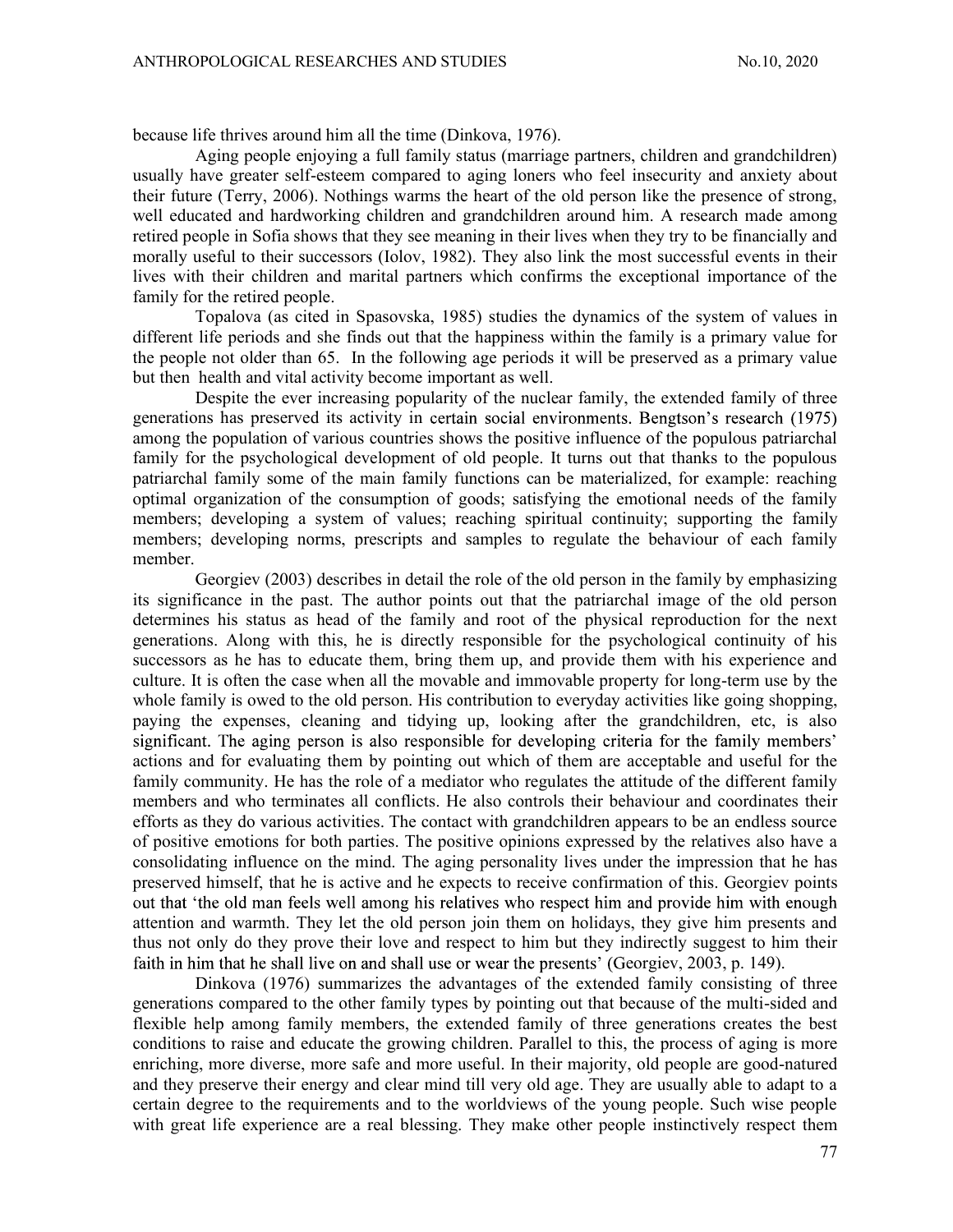because life thrives around him all the time (Dinkova, 1976).

Aging people enjoying a full family status (marriage partners, children and grandchildren) usually have greater self-esteem compared to aging loners who feel insecurity and anxiety about their future (Terry, 2006). Nothings warms the heart of the old person like the presence of strong, well educated and hardworking children and grandchildren around him. A research made among retired people in Sofia shows that they see meaning in their lives when they try to be financially and morally useful to their successors (Iolov, 1982). They also link the most successful events in their lives with their children and marital partners which confirms the exceptional importance of the family for the retired people.

Topalova (as cited in Spasovska, 1985) studies the dynamics of the system of values in different life periods and she finds out that the happiness within the family is a primary value for the people not older than 65. In the following age periods it will be preserved as a primary value but then health and vital activity become important as well.

Despite the ever increasing popularity of the nuclear family, the extended family of three generations has preserved its activity in certain social environments. Bengtson's research (1975) among the population of various countries shows the positive influence of the populous patriarchal family for the psychological development of old people. It turns out that thanks to the populous patriarchal family some of the main family functions can be materialized, for example: reaching optimal organization of the consumption of goods; satisfying the emotional needs of the family members; developing a system of values; reaching spiritual continuity; supporting the family members; developing norms, prescripts and samples to regulate the behaviour of each family member.

Georgiev (2003) describes in detail the role of the old person in the family by emphasizing its significance in the past. The author points out that the patriarchal image of the old person determines his status as head of the family and root of the physical reproduction for the next generations. Along with this, he is directly responsible for the psychological continuity of his successors as he has to educate them, bring them up, and provide them with his experience and culture. It is often the case when all the movable and immovable property for long-term use by the whole family is owed to the old person. His contribution to everyday activities like going shopping, paying the expenses, cleaning and tidying up, looking after the grandchildren, etc, is also significant. The aging person is also responsible for developing criteria for the family members' actions and for evaluating them by pointing out which of them are acceptable and useful for the family community. He has the role of a mediator who regulates the attitude of the different family members and who terminates all conflicts. He also controls their behaviour and coordinates their efforts as they do various activities. The contact with grandchildren appears to be an endless source of positive emotions for both parties. The positive opinions expressed by the relatives also have a consolidating influence on the mind. The aging personality lives under the impression that he has preserved himself, that he is active and he expects to receive confirmation of this. Georgiev points out that 'the old man feels well among his relatives who respect him and provide him with enough attention and warmth. They let the old person join them on holidays, they give him presents and thus not only do they prove their love and respect to him but they indirectly suggest to him their faith in him that he shall live on and shall use or wear the presents' (Georgiev, 2003, p. 149).

Dinkova (1976) summarizes the advantages of the extended family consisting of three generations compared to the other family types by pointing out that because of the multi-sided and flexible help among family members, the extended family of three generations creates the best conditions to raise and educate the growing children. Parallel to this, the process of aging is more enriching, more diverse, more safe and more useful. In their majority, old people are good-natured and they preserve their energy and clear mind till very old age. They are usually able to adapt to a certain degree to the requirements and to the worldviews of the young people. Such wise people with great life experience are a real blessing. They make other people instinctively respect them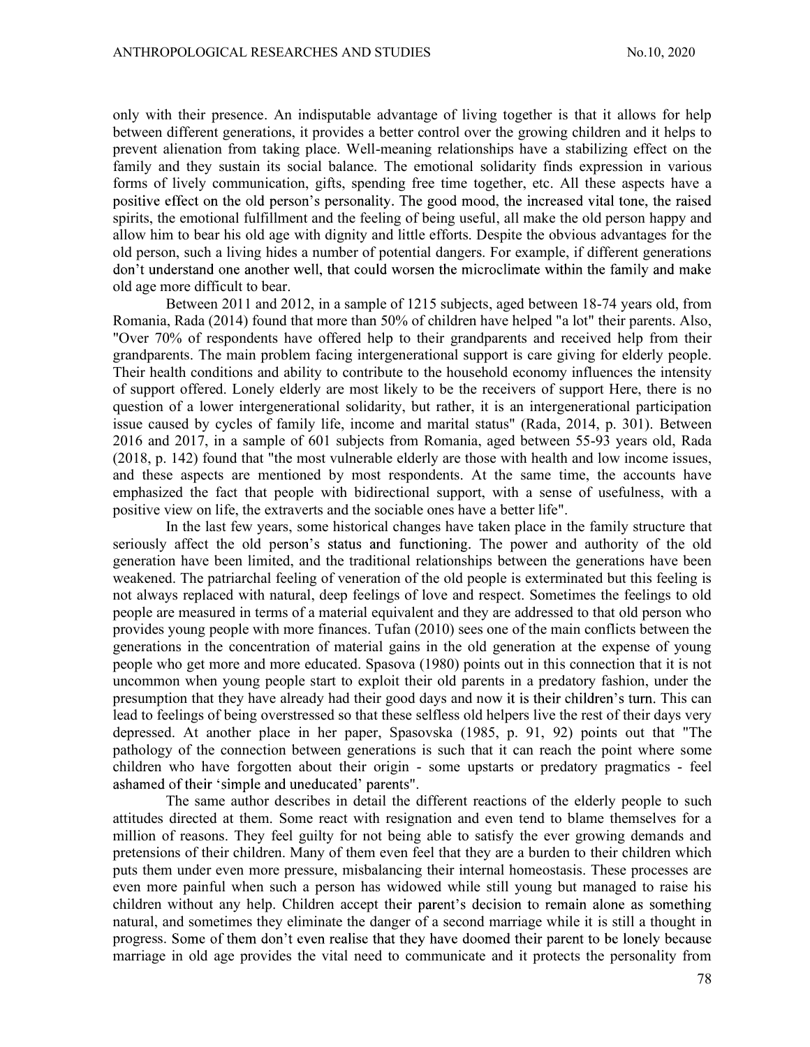only with their presence. An indisputable advantage of living together is that it allows for help between different generations, it provides a better control over the growing children and it helps to prevent alienation from taking place. Well-meaning relationships have a stabilizing effect on the family and they sustain its social balance. The emotional solidarity finds expression in various forms of lively communication, gifts, spending free time together, etc. All these aspects have a positive effect on the old person's personality. The good mood, the increased vital tone, the raised spirits, the emotional fulfillment and the feeling of being useful, all make the old person happy and allow him to bear his old age with dignity and little efforts. Despite the obvious advantages for the old person, such a living hides a number of potential dangers. For example, if different generations don't understand one another well, that could worsen the microclimate within the family and make old age more difficult to bear.

Between 2011 and 2012, in a sample of 1215 subjects, aged between 18-74 years old, from Romania, Rada (2014) found that more than 50% of children have helped "a lot" their parents. Also, "Over 70% of respondents have offered help to their grandparents and received help from their grandparents. The main problem facing intergenerational support is care giving for elderly people. Their health conditions and ability to contribute to the household economy influences the intensity of support offered. Lonely elderly are most likely to be the receivers of support Here, there is no question of a lower intergenerational solidarity, but rather, it is an intergenerational participation issue caused by cycles of family life, income and marital status" (Rada, 2014, p. 301). Between 2016 and 2017, in a sample of 601 subjects from Romania, aged between 55-93 years old, Rada (2018, p. 142) found that "the most vulnerable elderly are those with health and low income issues, and these aspects are mentioned by most respondents. At the same time, the accounts have emphasized the fact that people with bidirectional support, with a sense of usefulness, with a positive view on life, the extraverts and the sociable ones have a better life".

In the last few years, some historical changes have taken place in the family structure that seriously affect the old person's status and functioning. The power and authority of the old generation have been limited, and the traditional relationships between the generations have been weakened. The patriarchal feeling of veneration of the old people is exterminated but this feeling is not always replaced with natural, deep feelings of love and respect. Sometimes the feelings to old people are measured in terms of a material equivalent and they are addressed to that old person who provides young people with more finances. Tufan (2010) sees one of the main conflicts between the generations in the concentration of material gains in the old generation at the expense of young people who get more and more educated. Spasova (1980) points out in this connection that it is not uncommon when young people start to exploit their old parents in a predatory fashion, under the presumption that they have already had their good days and now it is their children's turn. This can lead to feelings of being overstressed so that these selfless old helpers live the rest of their days very depressed. At another place in her paper, Spasovska (1985, p. 91, 92) points out that "The pathology of the connection between generations is such that it can reach the point where some children who have forgotten about their origin - some upstarts or predatory pragmatics - feel ashamed of their 'simple and uneducated' parents".

The same author describes in detail the different reactions of the elderly people to such attitudes directed at them. Some react with resignation and even tend to blame themselves for a million of reasons. They feel guilty for not being able to satisfy the ever growing demands and pretensions of their children. Many of them even feel that they are a burden to their children which puts them under even more pressure, misbalancing their internal homeostasis. These processes are even more painful when such a person has widowed while still young but managed to raise his children without any help. Children accept their parent's decision to remain alone as something natural, and sometimes they eliminate the danger of a second marriage while it is still a thought in progress. Some of them don't even realise that they have doomed their parent to be lonely because marriage in old age provides the vital need to communicate and it protects the personality from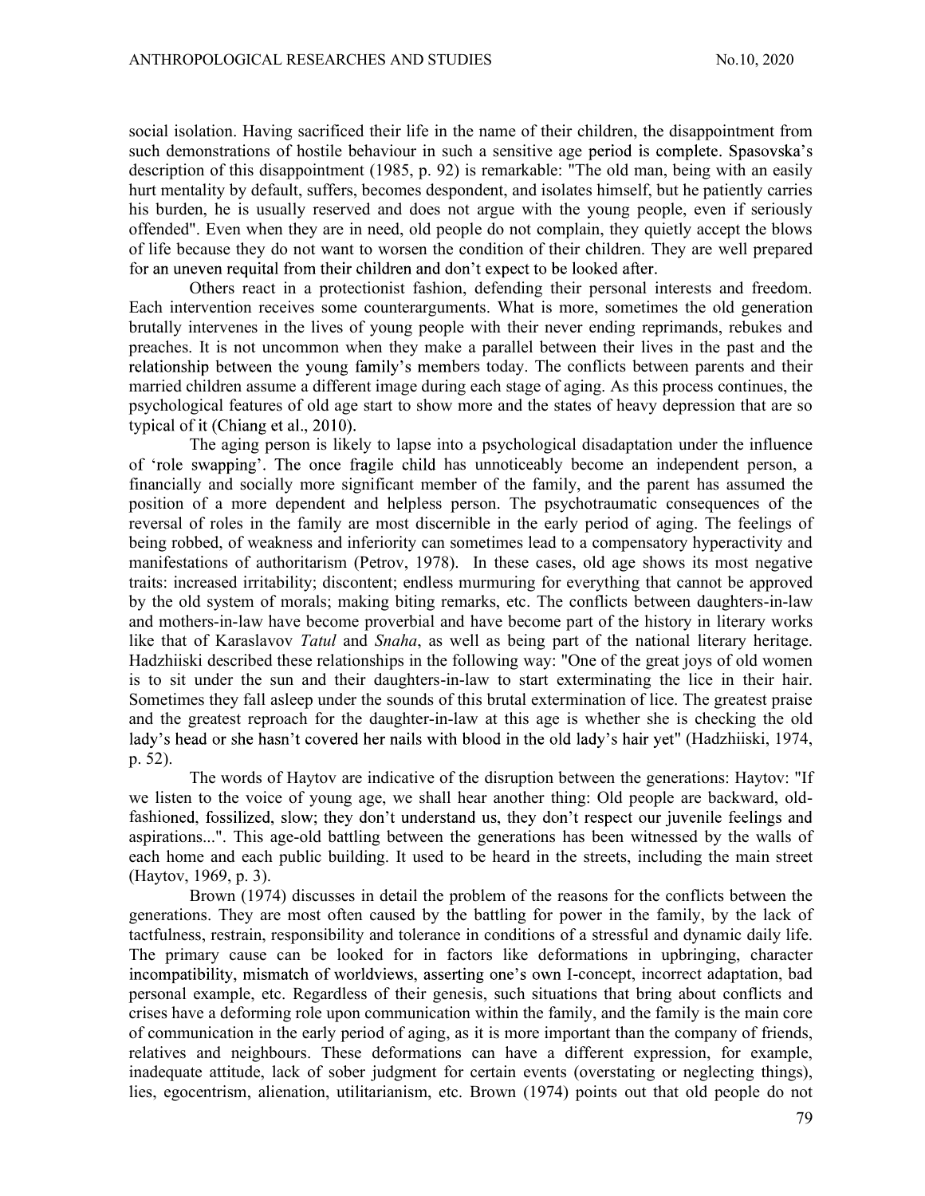social isolation. Having sacrificed their life in the name of their children, the disappointment from such demonstrations of hostile behaviour in such a sensitive age period is complete. Spasovska's description of this disappointment (1985, p. 92) is remarkable: "The old man, being with an easily hurt mentality by default, suffers, becomes despondent, and isolates himself, but he patiently carries his burden, he is usually reserved and does not argue with the young people, even if seriously offended". Even when they are in need, old people do not complain, they quietly accept the blows of life because they do not want to worsen the condition of their children. They are well prepared for an uneven requital from their children and don't expect to be looked after.

Others react in a protectionist fashion, defending their personal interests and freedom. Each intervention receives some counterarguments. What is more, sometimes the old generation brutally intervenes in the lives of young people with their never ending reprimands, rebukes and preaches. It is not uncommon when they make a parallel between their lives in the past and the relationship between the young family's members today. The conflicts between parents and their married children assume a different image during each stage of aging. As this process continues, the psychological features of old age start to show more and the states of heavy depression that are so typical of it (Chiang et al., 2010).

The aging person is likely to lapse into a psychological disadaptation under the influence of 'role swapping'. The once fragile child has unnoticeably become an independent person, a financially and socially more significant member of the family, and the parent has assumed the position of a more dependent and helpless person. The psychotraumatic consequences of the reversal of roles in the family are most discernible in the early period of aging. The feelings of being robbed, of weakness and inferiority can sometimes lead to a compensatory hyperactivity and manifestations of authoritarism (Petrov, 1978). In these cases, old age shows its most negative traits: increased irritability; discontent; endless murmuring for everything that cannot be approved by the old system of morals; making biting remarks, etc. The conflicts between daughters-in-law and mothers-in-law have become proverbial and have become part of the history in literary works like that of Karaslavov *Tatul* and *Snaha*, as well as being part of the national literary heritage. Hadzhiiski described these relationships in the following way: "One of the great joys of old women is to sit under the sun and their daughters-in-law to start exterminating the lice in their hair. Sometimes they fall asleep under the sounds of this brutal extermination of lice. The greatest praise and the greatest reproach for the daughter-in-law at this age is whether she is checking the old lady's head or she hasn't covered her nails with blood in the old lady's hair yet" (Hadzhiiski, 1974, p. 52).

The words of Haytov are indicative of the disruption between the generations: Haytov: "If we listen to the voice of young age, we shall hear another thing: Old people are backward, old-fashioned, fossilized, slow; they don't understand us, they don't respect our juvenile feelings and aspirations...". This age-old battling between the generations has been witnessed by the walls of each home and each public building. It used to be heard in the streets, including the main street (Haytov, 1969, p. 3).

Brown (1974) discusses in detail the problem of the reasons for the conflicts between the generations. They are most often caused by the battling for power in the family, by the lack of tactfulness, restrain, responsibility and tolerance in conditions of a stressful and dynamic daily life. The primary cause can be looked for in factors like deformations in upbringing, character incompatibility, mismatch of worldviews, asserting one's own I-concept, incorrect adaptation, bad personal example, etc. Regardless of their genesis, such situations that bring about conflicts and crises have a deforming role upon communication within the family, and the family is the main core of communication in the early period of aging, as it is more important than the company of friends, relatives and neighbours. These deformations can have a different expression, for example, inadequate attitude, lack of sober judgment for certain events (overstating or neglecting things), lies, egocentrism, alienation, utilitarianism, etc. Brown (1974) points out that old people do not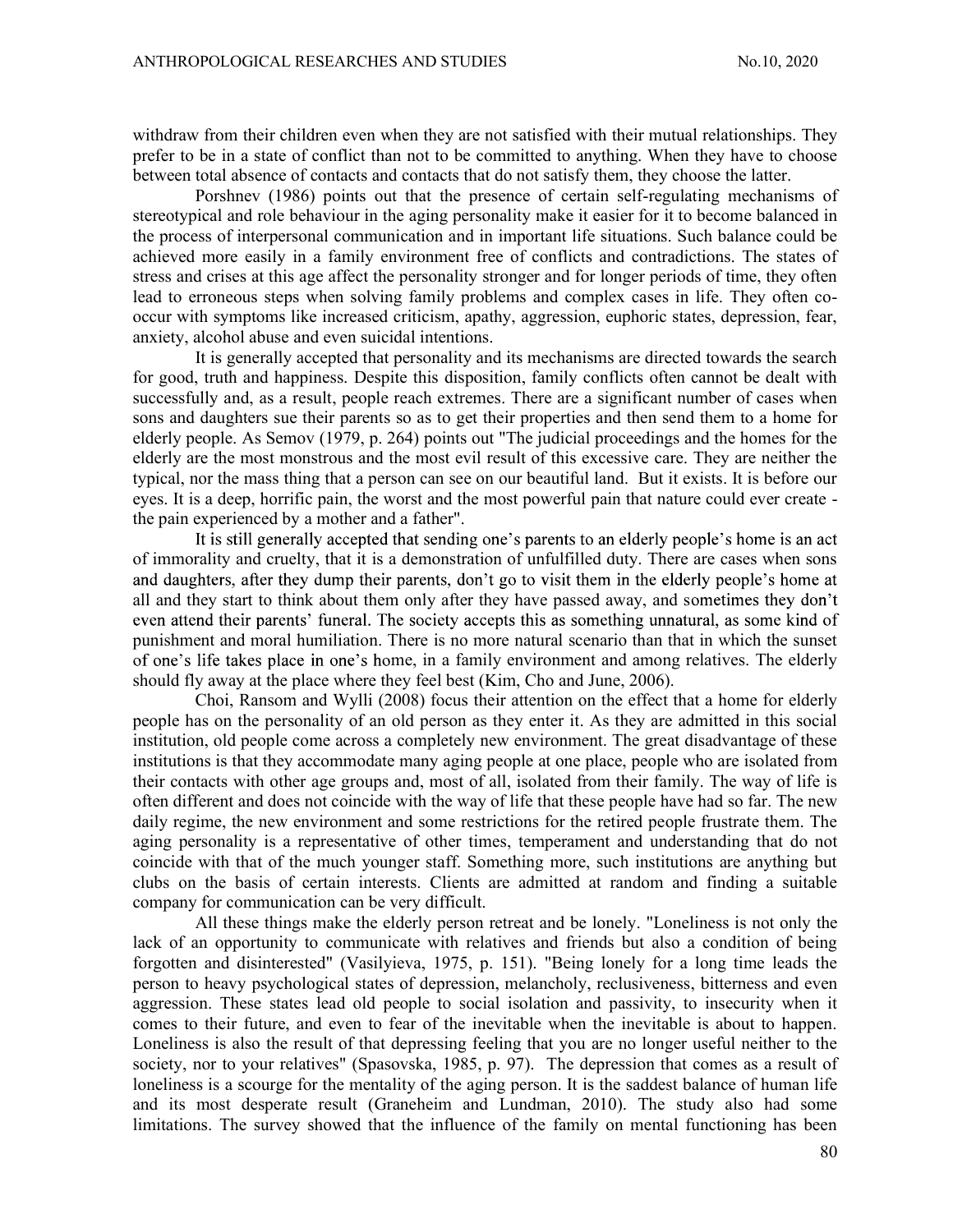withdraw from their children even when they are not satisfied with their mutual relationships. They prefer to be in a state of conflict than not to be committed to anything. When they have to choose between total absence of contacts and contacts that do not satisfy them, they choose the latter.

Porshnev (1986) points out that the presence of certain self-regulating mechanisms of stereotypical and role behaviour in the aging personality make it easier for it to become balanced in the process of interpersonal communication and in important life situations. Such balance could be achieved more easily in a family environment free of conflicts and contradictions. The states of stress and crises at this age affect the personality stronger and for longer periods of time, they often lead to erroneous steps when solving family problems and complex cases in life. They often co-occur with symptoms like increased criticism, apathy, aggression, euphoric states, depression, fear, anxiety, alcohol abuse and even suicidal intentions.

It is generally accepted that personality and its mechanisms are directed towards the search for good, truth and happiness. Despite this disposition, family conflicts often cannot be dealt with successfully and, as a result, people reach extremes. There are a significant number of cases when sons and daughters sue their parents so as to get their properties and then send them to a home for elderly people. As Semov (1979, p. 264) points out "The judicial proceedings and the homes for the elderly are the most monstrous and the most evil result of this excessive care. They are neither the typical, nor the mass thing that a person can see on our beautiful land. But it exists. It is before our eyes. It is a deep, horrific pain, the worst and the most powerful pain that nature could ever create - the pain experienced by a mother and a father".

It is still generally accepted that sending one's parents to an elderly people's home is an act of immorality and cruelty, that it is a demonstration of unfulfilled duty. There are cases when sons and daughters, after they dump their parents, don't go to visit them in the elderly people's home at all and they start to think about them only after they have passed away, and sometimes they don't even attend their parents' funeral. The society accepts this as something unnatural, as some kind of punishment and moral humiliation. There is no more natural scenario than that in which the sunset of one's life takes place in one's home, in a family environment and among relatives. The elderly should fly away at the place where they feel best (Kim, Cho and June, 2006).

Choi, Ransom and Wylli (2008) focus their attention on the effect that a home for elderly people has on the personality of an old person as they enter it. As they are admitted in this social institution, old people come across a completely new environment. The great disadvantage of these institutions is that they accommodate many aging people at one place, people who are isolated from their contacts with other age groups and, most of all, isolated from their family. The way of life is often different and does not coincide with the way of life that these people have had so far. The new daily regime, the new environment and some restrictions for the retired people frustrate them. The aging personality is a representative of other times, temperament and understanding that do not coincide with that of the much younger staff. Something more, such institutions are anything but clubs on the basis of certain interests. Clients are admitted at random and finding a suitable company for communication can be very difficult.

All these things make the elderly person retreat and be lonely. "Loneliness is not only the lack of an opportunity to communicate with relatives and friends but also a condition of being forgotten and disinterested" (Vasilyieva, 1975, p. 151). "Being lonely for a long time leads the person to heavy psychological states of depression, melancholy, reclusiveness, bitterness and even aggression. These states lead old people to social isolation and passivity, to insecurity when it comes to their future, and even to fear of the inevitable when the inevitable is about to happen. Loneliness is also the result of that depressing feeling that you are no longer useful neither to the society, nor to your relatives" (Spasovska, 1985, p. 97). The depression that comes as a result of loneliness is a scourge for the mentality of the aging person. It is the saddest balance of human life and its most desperate result (Graneheim and Lundman, 2010). The study also had some limitations. The survey showed that the influence of the family on mental functioning has been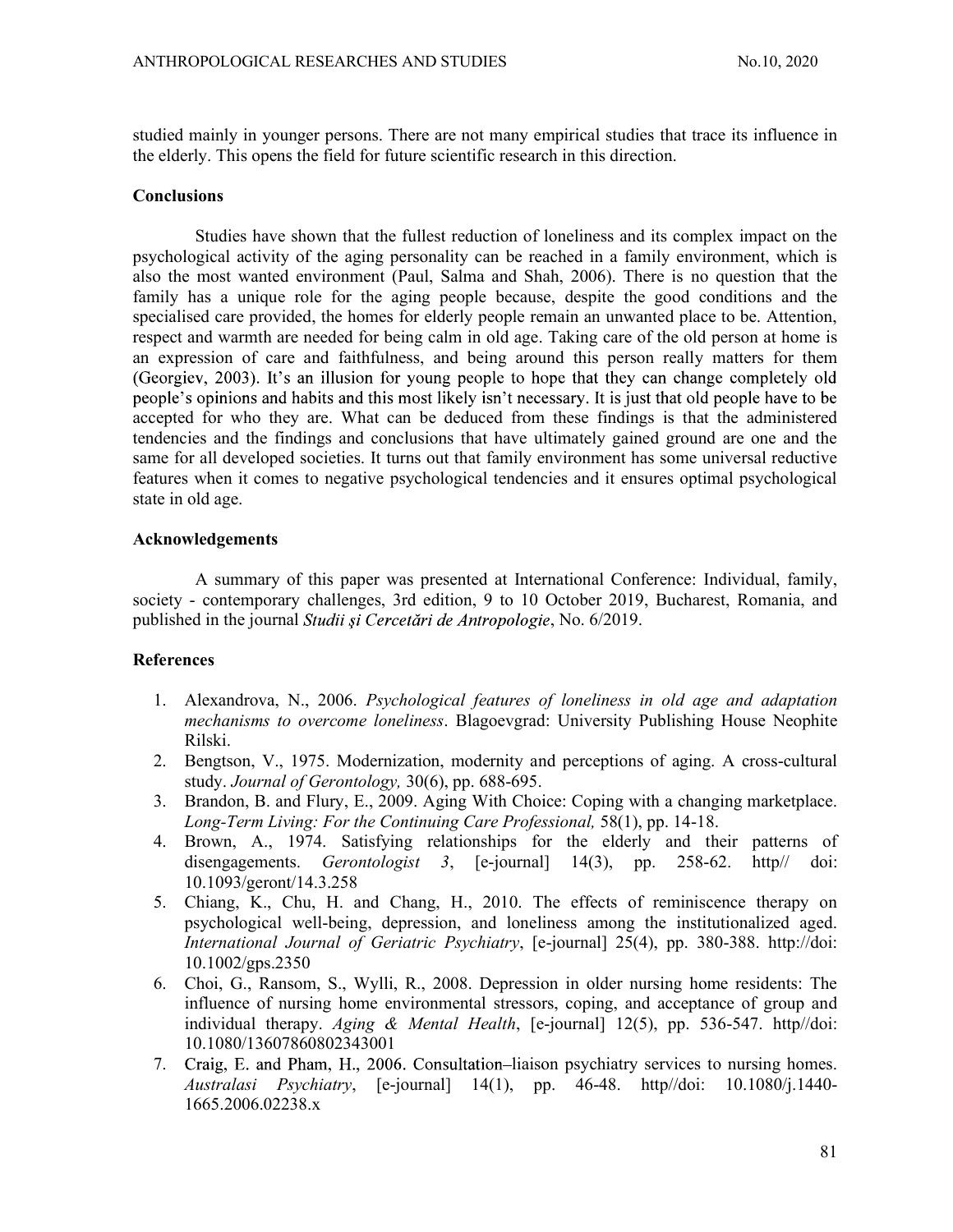studied mainly in younger persons. There are not many empirical studies that trace its influence in the elderly. This opens the field for future scientific research in this direction.

## Conclusions

Studies have shown that the fullest reduction of loneliness and its complex impact on the psychological activity of the aging personality can be reached in a family environment, which is also the most wanted environment (Paul, Salma and Shah, 2006). There is no question that the family has a unique role for the aging people because, despite the good conditions and the specialised care provided, the homes for elderly people remain an unwanted place to be. Attention, respect and warmth are needed for being calm in old age. Taking care of the old person at home is an expression of care and faithfulness, and being around this person really matters for them (Georgiev, 2003). It's an illusion for young people to hope that they can change completely old people's opinions and habits and this most likely isn't necessary. It is just that old people have to be accepted for who they are. What can be deduced from these findings is that the administered tendencies and the findings and conclusions that have ultimately gained ground are one and the same for all developed societies. It turns out that family environment has some universal reductive features when it comes to negative psychological tendencies and it ensures optimal psychological state in old age.

## Acknowledgements

A summary of this paper was presented at International Conference: Individual, family, society - contemporary challenges, 3rd edition, 9 to 10 October 2019, Bucharest, Romania, and published in the journal *Studii şi Cercetări de Antropologie*, No. 6/2019.

## References

1. Alexandrova, N., 2006. *Psychological features of loneliness in old age and adaptation mechanisms to overcome loneliness*. Blagoevgrad: University Publishing House Neophite Rilski.
2. Bengtson, V., 1975. Modernization, modernity and perceptions of aging. A cross-cultural study. *Journal of Gerontology,* 30(6), pp. 688-695.
3. Brandon, B. and Flury, E., 2009. Aging With Choice: Coping with a changing marketplace. *Long-Term Living: For the Continuing Care Professional,* 58(1), pp. 14-18.
4. Brown, A., 1974. Satisfying relationships for the elderly and their patterns of disengagements. *Gerontologist 3*, [e-journal] 14(3), pp. 258-62. http// doi: 10.1093/geront/14.3.258
5. Chiang, K., Chu, H. and Chang, H., 2010. The effects of reminiscence therapy on psychological well-being, depression, and loneliness among the institutionalized aged. *International Journal of Geriatric Psychiatry*, [e-journal] 25(4), pp. 380-388. http://doi: 10.1002/gps.2350
6. Choi, G., Ransom, S., Wylli, R., 2008. Depression in older nursing home residents: The influence of nursing home environmental stressors, coping, and acceptance of group and individual therapy. *Aging & Mental Health*, [e-journal] 12(5), pp. 536-547. http//doi: 10.1080/13607860802343001
7. Craig, E. and Pham, H., 2006. Consultation–liaison psychiatry services to nursing homes. *Australasi Psychiatry*, [e-journal] 14(1), pp. 46-48. http//doi: 10.1080/j.1440-1665.2006.02238.x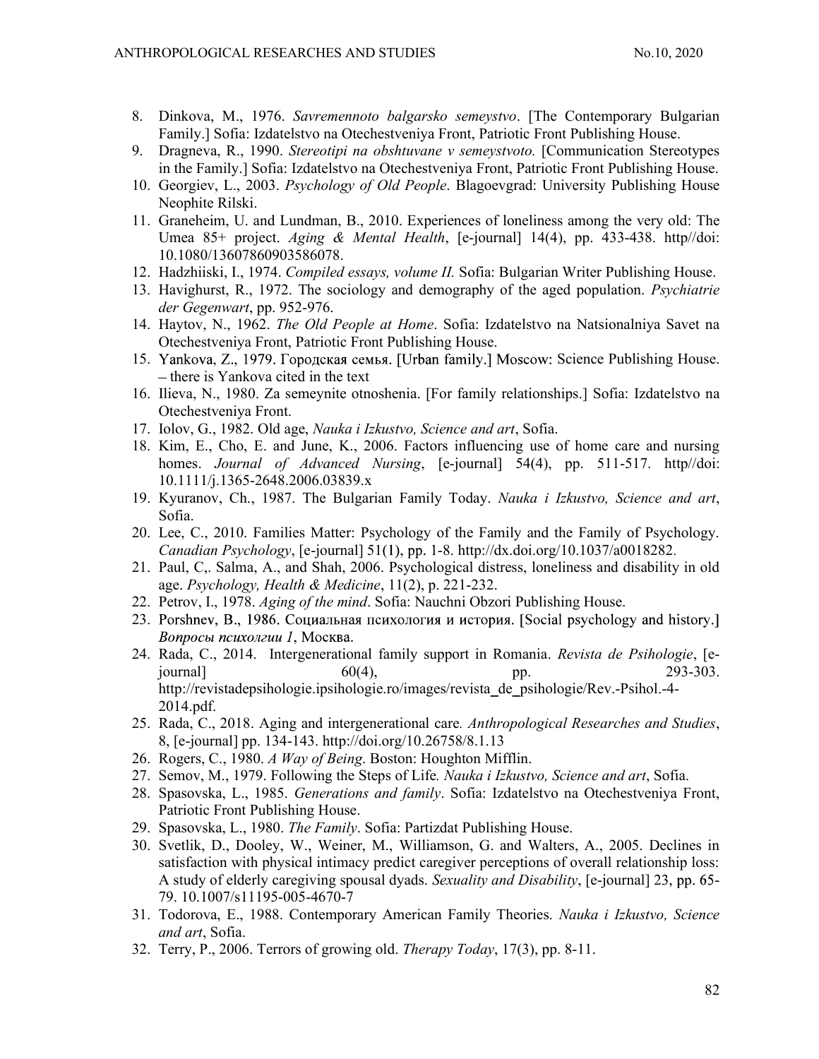8. Dinkova, M., 1976. *Savremennoto balgarsko semeystvo*. [The Contemporary Bulgarian Family.] Sofia: Izdatelstvo na Otechestveniya Front, Patriotic Front Publishing House.
9. Dragneva, R., 1990. *Stereotipi na obshtuvane v semeystvoto.* [Communication Stereotypes in the Family.] Sofia: Izdatelstvo na Otechestveniya Front, Patriotic Front Publishing House.
10. Georgiev, L., 2003. *Psychology of Old People*. Blagoevgrad: University Publishing House Neophite Rilski.
11. Graneheim, U. and Lundman, B., 2010. Experiences of loneliness among the very old: The Umea 85+ project. *Aging & Mental Health*, [e-journal] 14(4), pp. 433-438. http//doi: 10.1080/13607860903586078.
12. Hadzhiiski, I., 1974. *Compiled essays, volume II.* Sofia: Bulgarian Writer Publishing House.
13. Havighurst, R., 1972. The sociology and demography of the aged population. *Psychiatrie der Gegenwart*, pp. 952-976.
14. Haytov, N., 1962. *The Old People at Home*. Sofia: Izdatelstvo na Natsionalniya Savet na Otechestveniya Front, Patriotic Front Publishing House.
15. Yankova, Z., 1979. Городская семья. [Urban family.] Moscow: Science Publishing House. – there is Yankova cited in the text
16. Ilieva, N., 1980. Za semeynite otnoshenia. [For family relationships.] Sofia: Izdatelstvo na Otechestveniya Front.
17. Iolov, G., 1982. Old age, *Nauka i Izkustvo, Science and art*, Sofia.
18. Kim, E., Cho, E. and June, K., 2006. Factors influencing use of home care and nursing homes. *Journal of Advanced Nursing*, [e-journal] 54(4), pp. 511-517. http//doi: 10.1111/j.1365-2648.2006.03839.x
19. Kyuranov, Ch., 1987. The Bulgarian Family Today. *Nauka i Izkustvo, Science and art*, Sofia.
20. Lee, C., 2010. Families Matter: Psychology of the Family and the Family of Psychology. *Canadian Psychology*, [e-journal] 51(1), pp. 1-8. http://dx.doi.org/10.1037/a0018282.
21. Paul, C,. Salma, A., and Shah, 2006. Psychological distress, loneliness and disability in old age. *Psychology, Health & Medicine*, 11(2), p. 221-232.
22. Petrov, I., 1978. *Aging of the mind*. Sofia: Nauchni Obzori Publishing House.
23. Porshnev, B., 1986. Социальная психология и история. [Social psychology and history.] *Вопросы психолгии 1*, Москва.
24. Rada, C., 2014. Intergenerational family support in Romania. *Revista de Psihologie*, [e-journal] 60(4), pp. 293-303. http://revistadepsihologie.ipsihologie.ro/images/revista_de_psihologie/Rev.-Psihol.-4-2014.pdf.
25. Rada, C., 2018. Aging and intergenerational care*. Anthropological Researches and Studies*, 8, [e-journal] pp. 134-143. http://doi.org/10.26758/8.1.13
26. Rogers, C., 1980. *A Way of Being*. Boston: Houghton Mifflin.
27. Semov, M., 1979. Following the Steps of Life*. Nauka i Izkustvo, Science and art*, Sofia.
28. Spasovska, L., 1985. *Generations and family*. Sofia: Izdatelstvo na Otechestveniya Front, Patriotic Front Publishing House.
29. Spasovska, L., 1980. *The Family*. Sofia: Partizdat Publishing House.
30. Svetlik, D., Dooley, W., Weiner, M., Williamson, G. and Walters, A., 2005. Declines in satisfaction with physical intimacy predict caregiver perceptions of overall relationship loss: A study of elderly caregiving spousal dyads. *Sexuality and Disability*, [e-journal] 23, pp. 65-79. 10.1007/s11195-005-4670-7
31. Todorova, E., 1988. Contemporary American Family Theories. *Nauka i Izkustvo, Science and art*, Sofia.
32. Terry, P., 2006. Terrors of growing old. *Therapy Today*, 17(3), pp. 8-11.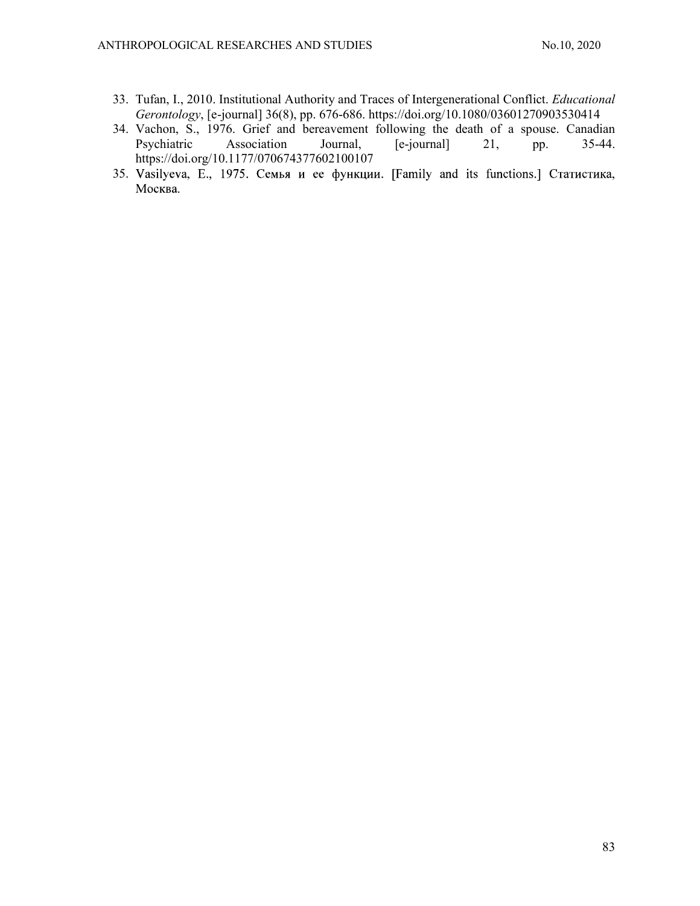33. Tufan, I., 2010. Institutional Authority and Traces of Intergenerational Conflict. *Educational Gerontology*, [e-journal] 36(8), pp. 676-686. https://doi.org/10.1080/03601270903530414
34. Vachon, S., 1976. Grief and bereavement following the death of a spouse. Canadian Psychiatric Association Journal, [e-journal] 21, pp. 35-44. https://doi.org/10.1177/070674377602100107
35. Vasilyeva, E., 1975. Семья и ее функции. [Family and its functions.] Статистика, Москва.